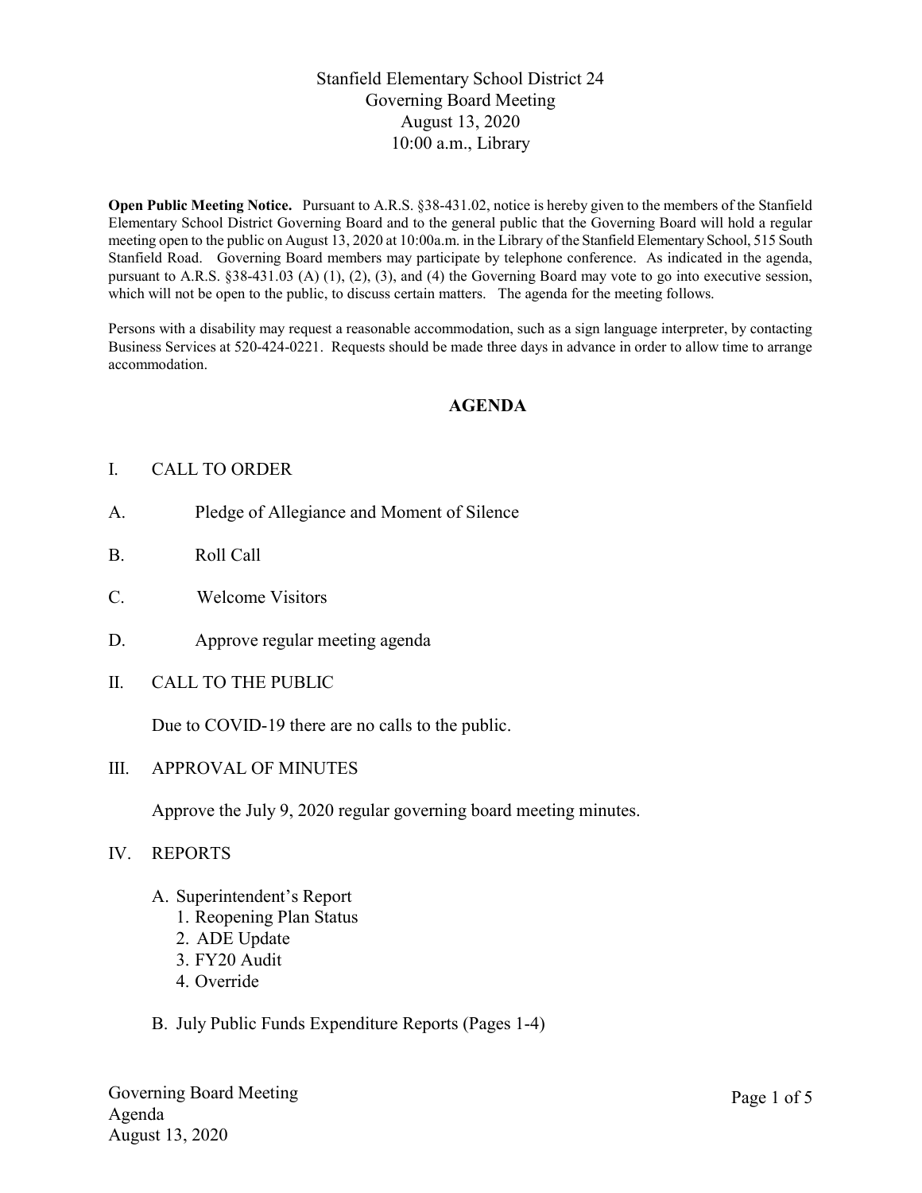# Stanfield Elementary School District 24
## Governing Board Meeting
## August 13, 2020
## 10:00 a.m., Library

**Open Public Meeting Notice.** Pursuant to A.R.S. §38-431.02, notice is hereby given to the members of the Stanfield Elementary School District Governing Board and to the general public that the Governing Board will hold a regular meeting open to the public on August 13, 2020 at 10:00a.m. in the Library of the Stanfield Elementary School, 515 South Stanfield Road. Governing Board members may participate by telephone conference. As indicated in the agenda, pursuant to A.R.S. §38-431.03 (A) (1), (2), (3), and (4) the Governing Board may vote to go into executive session, which will not be open to the public, to discuss certain matters. The agenda for the meeting follows.

Persons with a disability may request a reasonable accommodation, such as a sign language interpreter, by contacting Business Services at 520-424-0221. Requests should be made three days in advance in order to allow time to arrange accommodation.

## AGENDA

I. CALL TO ORDER

A. Pledge of Allegiance and Moment of Silence

B. Roll Call

C. Welcome Visitors

D. Approve regular meeting agenda

II. CALL TO THE PUBLIC

Due to COVID-19 there are no calls to the public.

III. APPROVAL OF MINUTES

Approve the July 9, 2020 regular governing board meeting minutes.

IV. REPORTS

A. Superintendent's Report
   1. Reopening Plan Status
   2. ADE Update
   3. FY20 Audit
   4. Override

B. July Public Funds Expenditure Reports (Pages 1-4)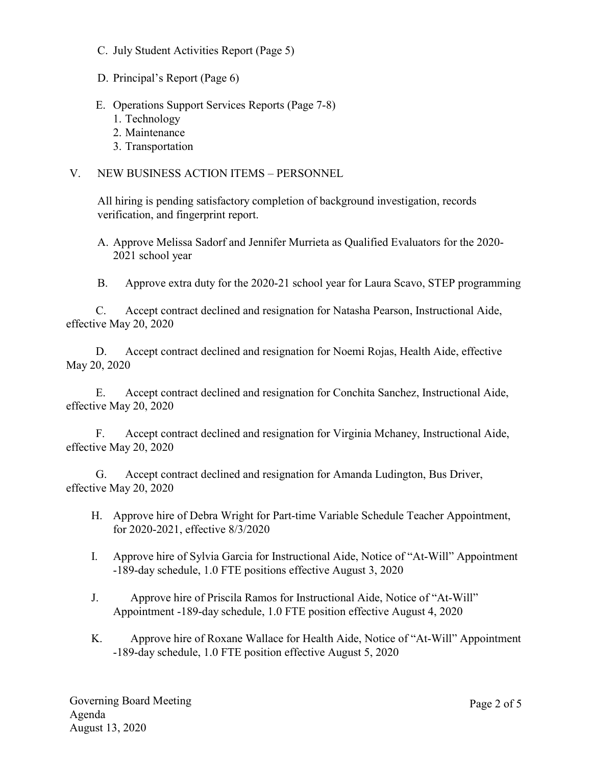C. July Student Activities Report (Page 5)

D. Principal's Report (Page 6)

E. Operations Support Services Reports (Page 7-8)
   1. Technology
   2. Maintenance
   3. Transportation

V. NEW BUSINESS ACTION ITEMS – PERSONNEL

All hiring is pending satisfactory completion of background investigation, records verification, and fingerprint report.

A. Approve Melissa Sadorf and Jennifer Murrieta as Qualified Evaluators for the 2020-2021 school year

B. Approve extra duty for the 2020-21 school year for Laura Scavo, STEP programming

C. Accept contract declined and resignation for Natasha Pearson, Instructional Aide, effective May 20, 2020

D. Accept contract declined and resignation for Noemi Rojas, Health Aide, effective May 20, 2020

E. Accept contract declined and resignation for Conchita Sanchez, Instructional Aide, effective May 20, 2020

F. Accept contract declined and resignation for Virginia Mchaney, Instructional Aide, effective May 20, 2020

G. Accept contract declined and resignation for Amanda Ludington, Bus Driver, effective May 20, 2020

H. Approve hire of Debra Wright for Part-time Variable Schedule Teacher Appointment, for 2020-2021, effective 8/3/2020

I. Approve hire of Sylvia Garcia for Instructional Aide, Notice of "At-Will" Appointment -189-day schedule, 1.0 FTE positions effective August 3, 2020

J. Approve hire of Priscila Ramos for Instructional Aide, Notice of "At-Will" Appointment -189-day schedule, 1.0 FTE position effective August 4, 2020

K. Approve hire of Roxane Wallace for Health Aide, Notice of "At-Will" Appointment -189-day schedule, 1.0 FTE position effective August 5, 2020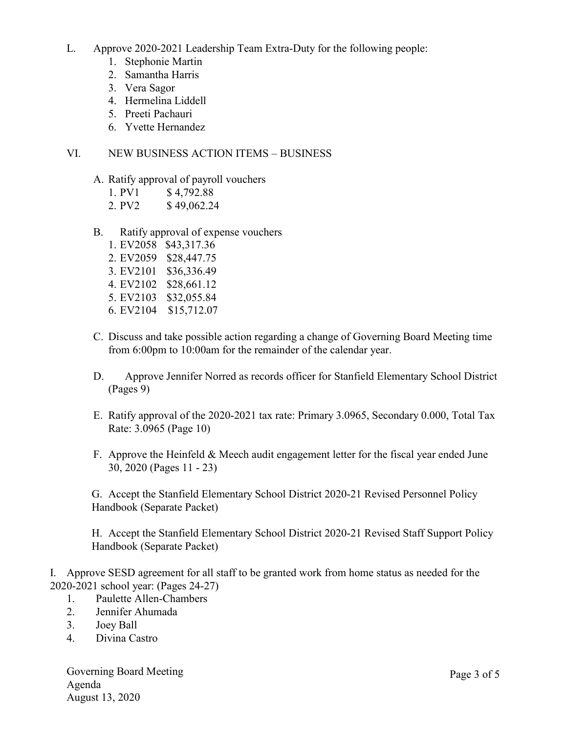L. Approve 2020-2021 Leadership Team Extra-Duty for the following people:
   1. Stephonie Martin
   2. Samantha Harris
   3. Vera Sagor
   4. Hermelina Liddell
   5. Preeti Pachauri
   6. Yvette Hernandez

## VI. NEW BUSINESS ACTION ITEMS – BUSINESS

A. Ratify approval of payroll vouchers
   1. PV1 $ 4,792.88
   2. PV2 $ 49,062.24

B. Ratify approval of expense vouchers
   1. EV2058 $43,317.36
   2. EV2059 $28,447.75
   3. EV2101 $36,336.49
   4. EV2102 $28,661.12
   5. EV2103 $32,055.84
   6. EV2104 $15,712.07

C. Discuss and take possible action regarding a change of Governing Board Meeting time from 6:00pm to 10:00am for the remainder of the calendar year.

D. Approve Jennifer Norred as records officer for Stanfield Elementary School District (Pages 9)

E. Ratify approval of the 2020-2021 tax rate: Primary 3.0965, Secondary 0.000, Total Tax Rate: 3.0965 (Page 10)

F. Approve the Heinfeld & Meech audit engagement letter for the fiscal year ended June 30, 2020 (Pages 11 - 23)

G. Accept the Stanfield Elementary School District 2020-21 Revised Personnel Policy Handbook (Separate Packet)

H. Accept the Stanfield Elementary School District 2020-21 Revised Staff Support Policy Handbook (Separate Packet)

I. Approve SESD agreement for all staff to be granted work from home status as needed for the 2020-2021 school year: (Pages 24-27)
   1. Paulette Allen-Chambers
   2. Jennifer Ahumada
   3. Joey Ball
   4. Divina Castro

Governing Board Meeting
Agenda
August 13, 2020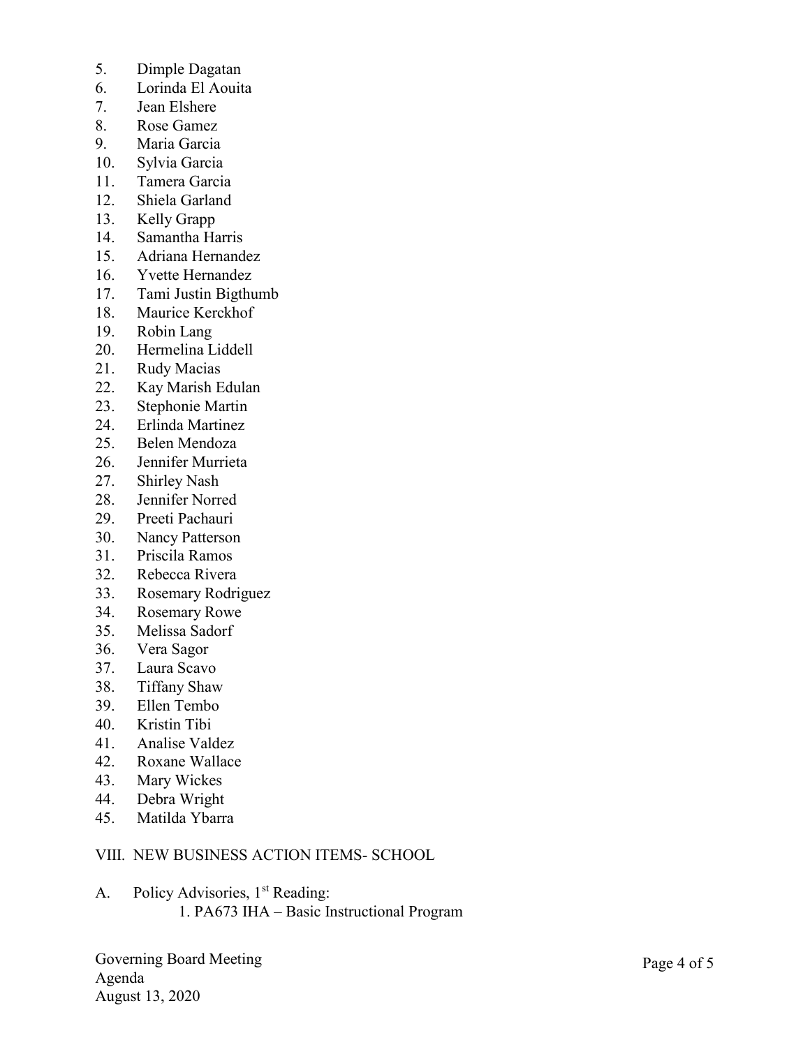5. Dimple Dagatan
6. Lorinda El Aouita
7. Jean Elshere
8. Rose Gamez
9. Maria Garcia
10. Sylvia Garcia
11. Tamera Garcia
12. Shiela Garland
13. Kelly Grapp
14. Samantha Harris
15. Adriana Hernandez
16. Yvette Hernandez
17. Tami Justin Bigthumb
18. Maurice Kerckhof
19. Robin Lang
20. Hermelina Liddell
21. Rudy Macias
22. Kay Marish Edulan
23. Stephonie Martin
24. Erlinda Martinez
25. Belen Mendoza
26. Jennifer Murrieta
27. Shirley Nash
28. Jennifer Norred
29. Preeti Pachauri
30. Nancy Patterson
31. Priscila Ramos
32. Rebecca Rivera
33. Rosemary Rodriguez
34. Rosemary Rowe
35. Melissa Sadorf
36. Vera Sagor
37. Laura Scavo
38. Tiffany Shaw
39. Ellen Tembo
40. Kristin Tibi
41. Analise Valdez
42. Roxane Wallace
43. Mary Wickes
44. Debra Wright
45. Matilda Ybarra

VIII. NEW BUSINESS ACTION ITEMS- SCHOOL

A. Policy Advisories, 1st Reading:
   1. PA673 IHA – Basic Instructional Program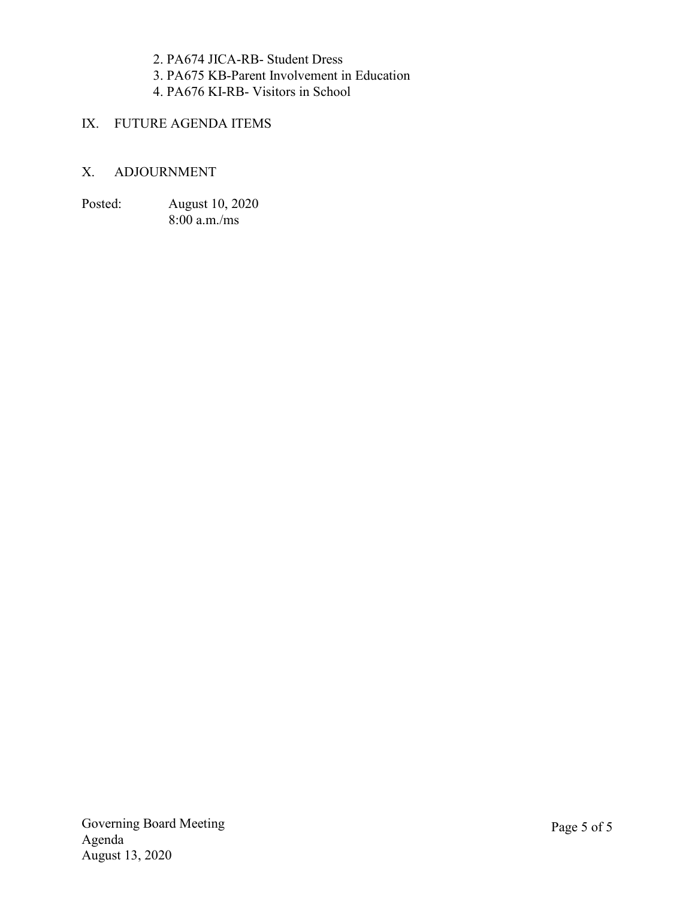2. PA674 JICA-RB- Student Dress
3. PA675 KB-Parent Involvement in Education
4. PA676 KI-RB- Visitors in School

IX. FUTURE AGENDA ITEMS

X. ADJOURNMENT

Posted: August 10, 2020
8:00 a.m./ms